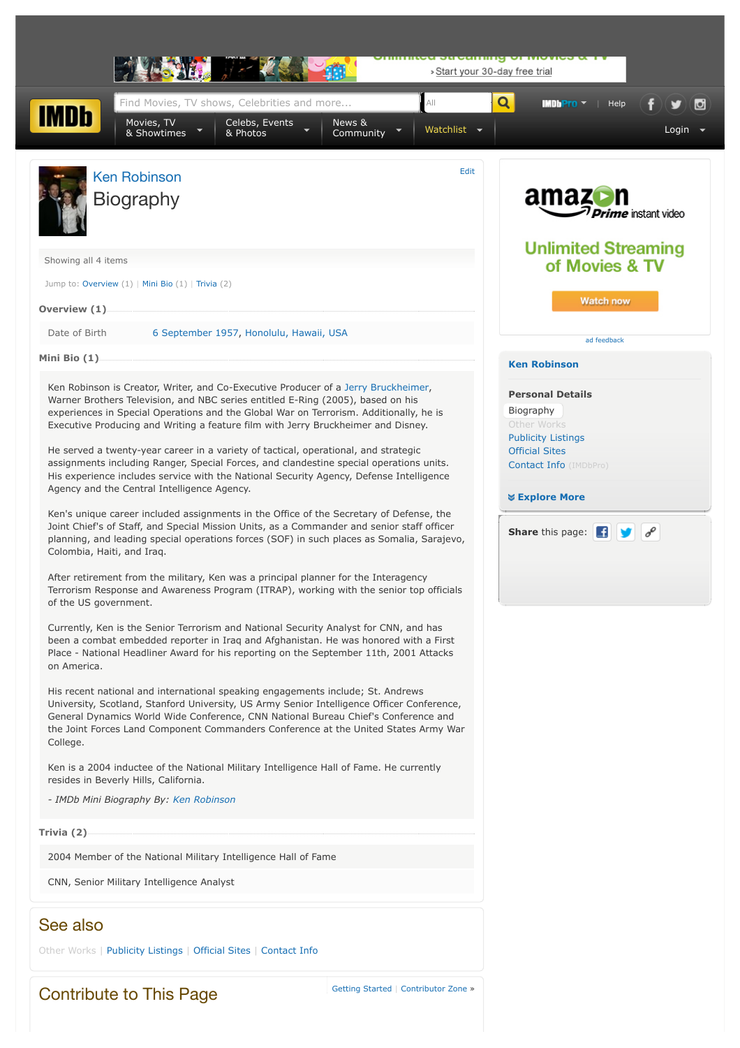# Ken Robinson

## Biography

Showing all 4 items

Jump to: Overview (1) | Mini Bio (1) | Trivia (2)

### Overview (1)

| | |
|---|---|
| Date of Birth | 6 September 1957, Honolulu, Hawaii, USA |

### Mini Bio (1)

Ken Robinson is Creator, Writer, and Co-Executive Producer of a Jerry Bruckheimer, Warner Brothers Television, and NBC series entitled E-Ring (2005), based on his experiences in Special Operations and the Global War on Terrorism. Additionally, he is Executive Producing and Writing a feature film with Jerry Bruckheimer and Disney.

He served a twenty-year career in a variety of tactical, operational, and strategic assignments including Ranger, Special Forces, and clandestine special operations units. His experience includes service with the National Security Agency, Defense Intelligence Agency and the Central Intelligence Agency.

Ken's unique career included assignments in the Office of the Secretary of Defense, the Joint Chief's of Staff, and Special Mission Units, as a Commander and senior staff officer planning, and leading special operations forces (SOF) in such places as Somalia, Sarajevo, Colombia, Haiti, and Iraq.

After retirement from the military, Ken was a principal planner for the Interagency Terrorism Response and Awareness Program (ITRAP), working with the senior top officials of the US government.

Currently, Ken is the Senior Terrorism and National Security Analyst for CNN, and has been a combat embedded reporter in Iraq and Afghanistan. He was honored with a First Place - National Headliner Award for his reporting on the September 11th, 2001 Attacks on America.

His recent national and international speaking engagements include; St. Andrews University, Scotland, Stanford University, US Army Senior Intelligence Officer Conference, General Dynamics World Wide Conference, CNN National Bureau Chief's Conference and the Joint Forces Land Component Commanders Conference at the United States Army War College.

Ken is a 2004 inductee of the National Military Intelligence Hall of Fame. He currently resides in Beverly Hills, California.

*- IMDb Mini Biography By: Ken Robinson*

### Trivia (2)

2004 Member of the National Military Intelligence Hall of Fame

CNN, Senior Military Intelligence Analyst

## See also

Other Works | Publicity Listings | Official Sites | Contact Info

## Contribute to This Page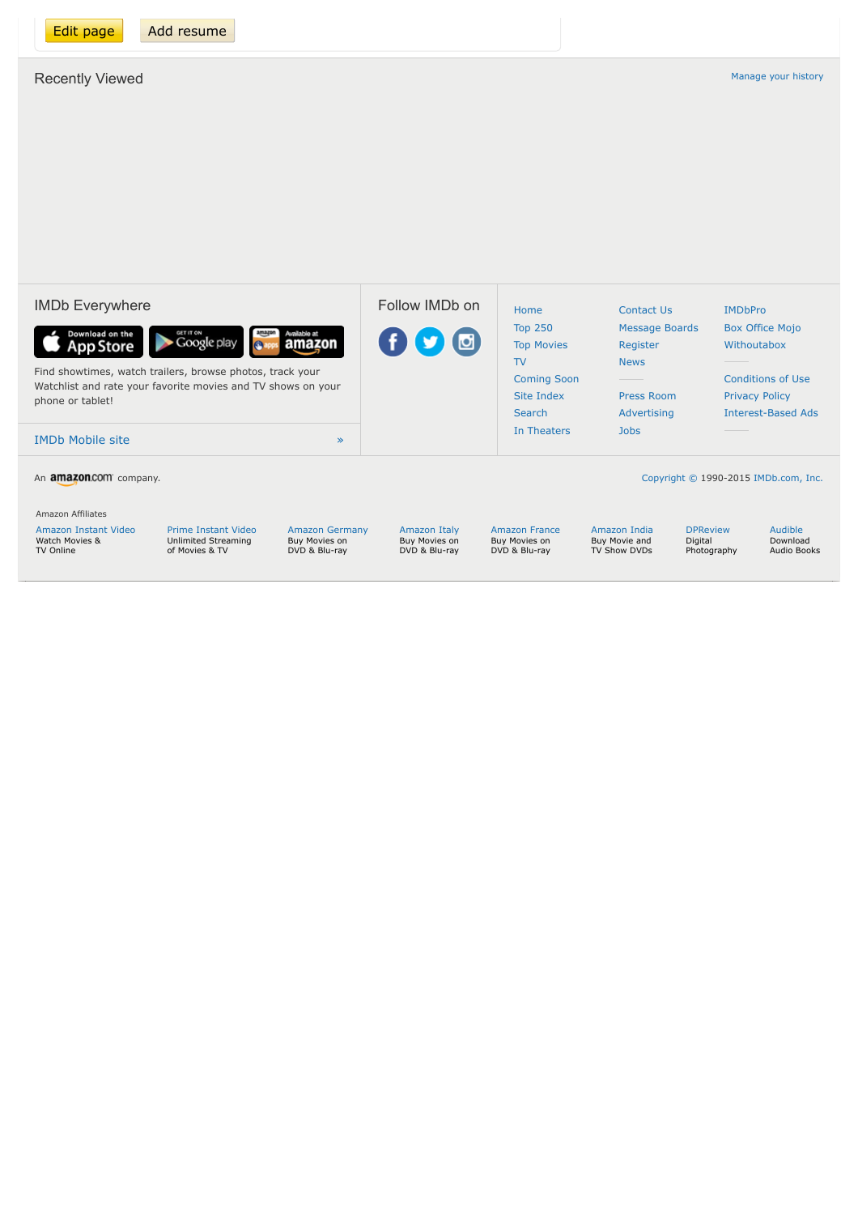Edit page Add resume

## Recently Viewed

Manage your history

## IMDb Everywhere

Download on the App Store | GET IT ON Google play | Available at amazon

Find showtimes, watch trailers, browse photos, track your Watchlist and rate your favorite movies and TV shows on your phone or tablet!

IMDb Mobile site »

## Follow IMDb on

- Home
- Top 250
- Top Movies
- TV
- Coming Soon
- Site Index
- Search
- In Theaters

- Contact Us
- Message Boards
- Register
- News
- Press Room
- Advertising
- Jobs

- IMDbPro
- Box Office Mojo
- Withoutabox
- Conditions of Use
- Privacy Policy
- Interest-Based Ads

An amazon.com company.

Copyright © 1990-2015 IMDb.com, Inc.

Amazon Affiliates

- Amazon Instant Video — Watch Movies & TV Online
- Prime Instant Video — Unlimited Streaming of Movies & TV
- Amazon Germany — Buy Movies on DVD & Blu-ray
- Amazon Italy — Buy Movies on DVD & Blu-ray
- Amazon France — Buy Movies on DVD & Blu-ray
- Amazon India — Buy Movie and TV Show DVDs
- DPReview — Digital Photography
- Audible — Download Audio Books